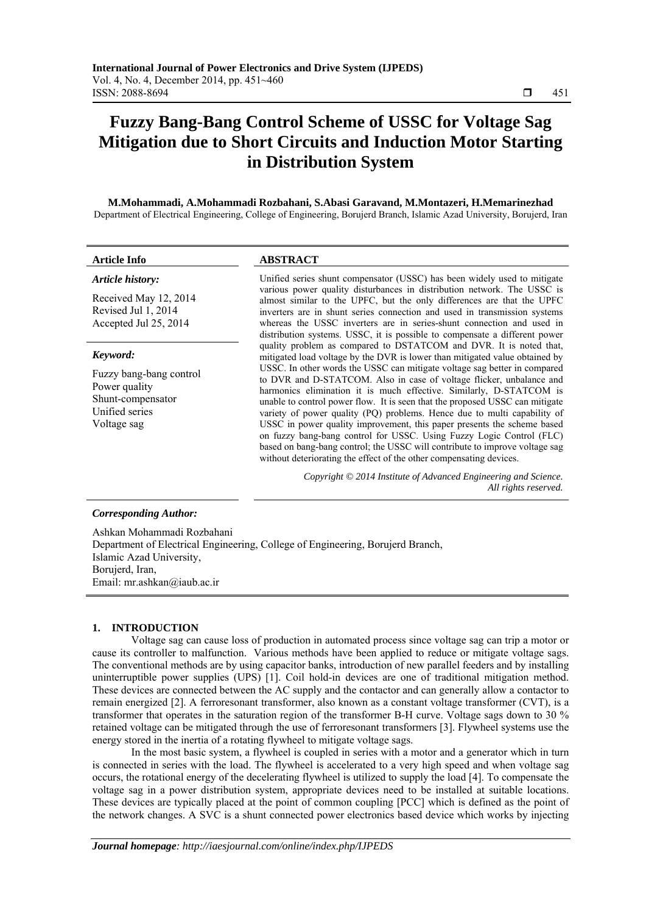# Fuzzy Bang-Bang Control Scheme of USSC for Voltage Sag Mitigation due to Short Circuits and Induction Motor Starting in Distribution System

**M.Mohammadi, A.Mohammadi Rozbahani, S.Abasi Garavand, M.Montazeri, H.Memarinezhad**

Department of Electrical Engineering, College of Engineering, Borujerd Branch, Islamic Azad University, Borujerd, Iran

**Article Info**

***Article history:***

Received May 12, 2014
Revised Jul 1, 2014
Accepted Jul 25, 2014

***Keyword:***

Fuzzy bang-bang control
Power quality
Shunt-compensator
Unified series
Voltage sag

**ABSTRACT**

Unified series shunt compensator (USSC) has been widely used to mitigate various power quality disturbances in distribution network. The USSC is almost similar to the UPFC, but the only differences are that the UPFC inverters are in shunt series connection and used in transmission systems whereas the USSC inverters are in series-shunt connection and used in distribution systems. USSC, it is possible to compensate a different power quality problem as compared to DSTATCOM and DVR. It is noted that, mitigated load voltage by the DVR is lower than mitigated value obtained by USSC. In other words the USSC can mitigate voltage sag better in compared to DVR and D-STATCOM. Also in case of voltage flicker, unbalance and harmonics elimination it is much effective. Similarly, D-STATCOM is unable to control power flow. It is seen that the proposed USSC can mitigate variety of power quality (PQ) problems. Hence due to multi capability of USSC in power quality improvement, this paper presents the scheme based on fuzzy bang-bang control for USSC. Using Fuzzy Logic Control (FLC) based on bang-bang control; the USSC will contribute to improve voltage sag without deteriorating the effect of the other compensating devices.

*Copyright © 2014 Institute of Advanced Engineering and Science. All rights reserved.*

***Corresponding Author:***

Ashkan Mohammadi Rozbahani
Department of Electrical Engineering, College of Engineering, Borujerd Branch,
Islamic Azad University,
Borujerd, Iran,
Email: mr.ashkan@iaub.ac.ir

## 1. INTRODUCTION

Voltage sag can cause loss of production in automated process since voltage sag can trip a motor or cause its controller to malfunction. Various methods have been applied to reduce or mitigate voltage sags. The conventional methods are by using capacitor banks, introduction of new parallel feeders and by installing uninterruptible power supplies (UPS) [1]. Coil hold-in devices are one of traditional mitigation method. These devices are connected between the AC supply and the contactor and can generally allow a contactor to remain energized [2]. A ferroresonant transformer, also known as a constant voltage transformer (CVT), is a transformer that operates in the saturation region of the transformer B-H curve. Voltage sags down to 30 % retained voltage can be mitigated through the use of ferroresonant transformers [3]. Flywheel systems use the energy stored in the inertia of a rotating flywheel to mitigate voltage sags.

In the most basic system, a flywheel is coupled in series with a motor and a generator which in turn is connected in series with the load. The flywheel is accelerated to a very high speed and when voltage sag occurs, the rotational energy of the decelerating flywheel is utilized to supply the load [4]. To compensate the voltage sag in a power distribution system, appropriate devices need to be installed at suitable locations. These devices are typically placed at the point of common coupling [PCC] which is defined as the point of the network changes. A SVC is a shunt connected power electronics based device which works by injecting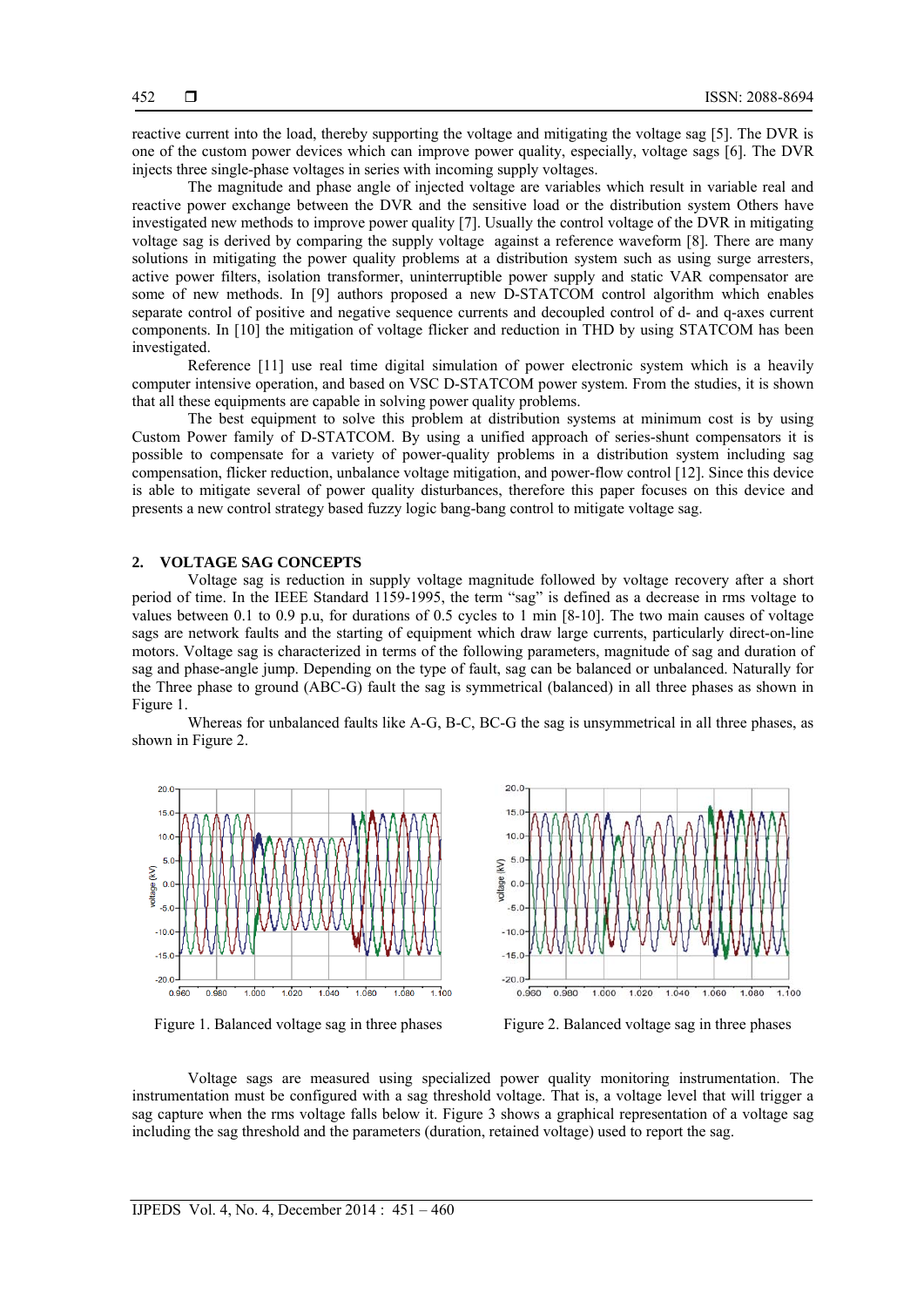reactive current into the load, thereby supporting the voltage and mitigating the voltage sag [5]. The DVR is one of the custom power devices which can improve power quality, especially, voltage sags [6]. The DVR injects three single-phase voltages in series with incoming supply voltages.

The magnitude and phase angle of injected voltage are variables which result in variable real and reactive power exchange between the DVR and the sensitive load or the distribution system Others have investigated new methods to improve power quality [7]. Usually the control voltage of the DVR in mitigating voltage sag is derived by comparing the supply voltage against a reference waveform [8]. There are many solutions in mitigating the power quality problems at a distribution system such as using surge arresters, active power filters, isolation transformer, uninterruptible power supply and static VAR compensator are some of new methods. In [9] authors proposed a new D-STATCOM control algorithm which enables separate control of positive and negative sequence currents and decoupled control of d- and q-axes current components. In [10] the mitigation of voltage flicker and reduction in THD by using STATCOM has been investigated.

Reference [11] use real time digital simulation of power electronic system which is a heavily computer intensive operation, and based on VSC D-STATCOM power system. From the studies, it is shown that all these equipments are capable in solving power quality problems.

The best equipment to solve this problem at distribution systems at minimum cost is by using Custom Power family of D-STATCOM. By using a unified approach of series-shunt compensators it is possible to compensate for a variety of power-quality problems in a distribution system including sag compensation, flicker reduction, unbalance voltage mitigation, and power-flow control [12]. Since this device is able to mitigate several of power quality disturbances, therefore this paper focuses on this device and presents a new control strategy based fuzzy logic bang-bang control to mitigate voltage sag.

## 2. VOLTAGE SAG CONCEPTS

Voltage sag is reduction in supply voltage magnitude followed by voltage recovery after a short period of time. In the IEEE Standard 1159-1995, the term "sag" is defined as a decrease in rms voltage to values between 0.1 to 0.9 p.u, for durations of 0.5 cycles to 1 min [8-10]. The two main causes of voltage sags are network faults and the starting of equipment which draw large currents, particularly direct-on-line motors. Voltage sag is characterized in terms of the following parameters, magnitude of sag and duration of sag and phase-angle jump. Depending on the type of fault, sag can be balanced or unbalanced. Naturally for the Three phase to ground (ABC-G) fault the sag is symmetrical (balanced) in all three phases as shown in Figure 1.

Whereas for unbalanced faults like A-G, B-C, BC-G the sag is unsymmetrical in all three phases, as shown in Figure 2.

Figure 1. Balanced voltage sag in three phases

Figure 2. Balanced voltage sag in three phases

Voltage sags are measured using specialized power quality monitoring instrumentation. The instrumentation must be configured with a sag threshold voltage. That is, a voltage level that will trigger a sag capture when the rms voltage falls below it. Figure 3 shows a graphical representation of a voltage sag including the sag threshold and the parameters (duration, retained voltage) used to report the sag.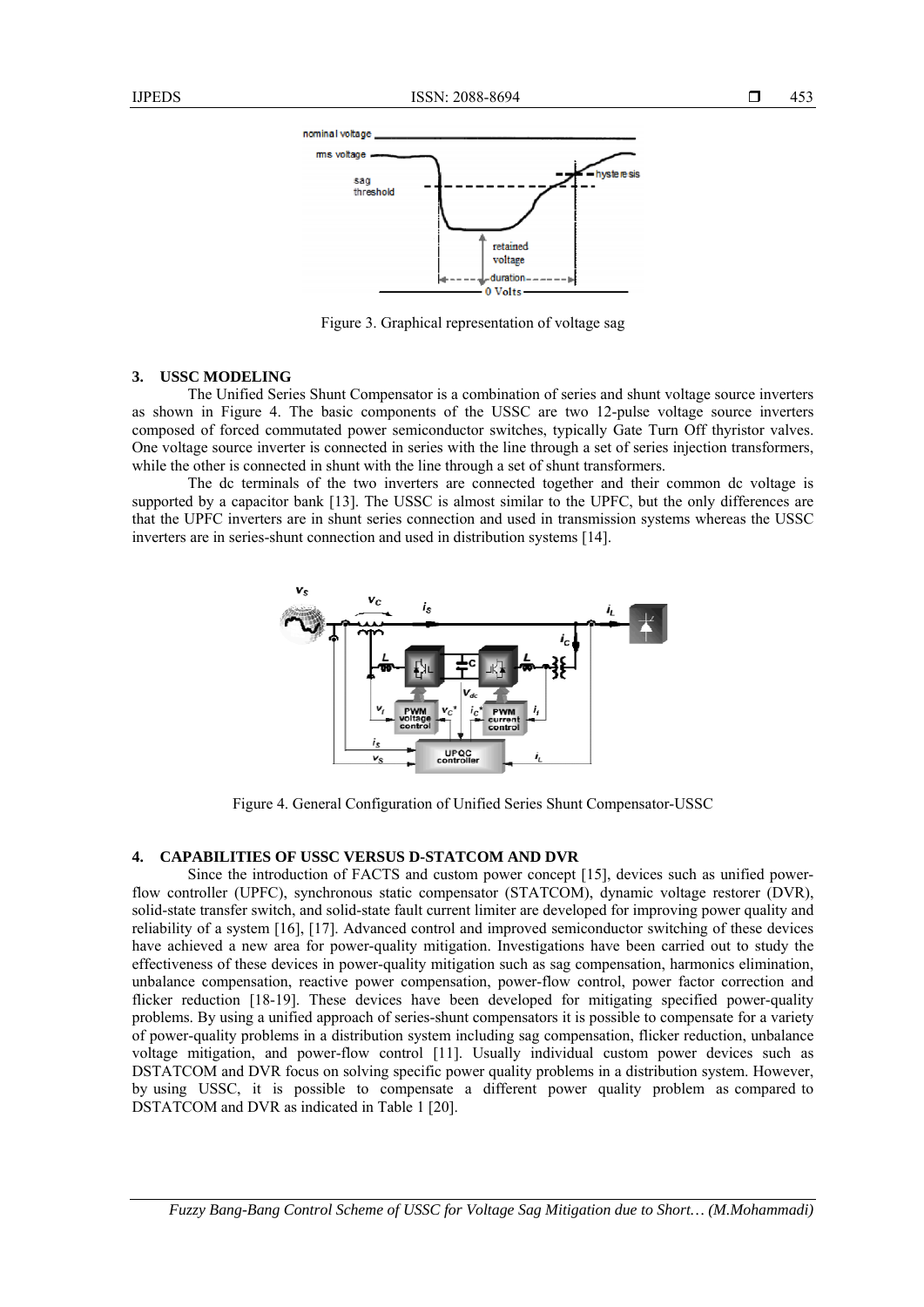Figure 3. Graphical representation of voltage sag

## 3. USSC MODELING

The Unified Series Shunt Compensator is a combination of series and shunt voltage source inverters as shown in Figure 4. The basic components of the USSC are two 12-pulse voltage source inverters composed of forced commutated power semiconductor switches, typically Gate Turn Off thyristor valves. One voltage source inverter is connected in series with the line through a set of series injection transformers, while the other is connected in shunt with the line through a set of shunt transformers.

The dc terminals of the two inverters are connected together and their common dc voltage is supported by a capacitor bank [13]. The USSC is almost similar to the UPFC, but the only differences are that the UPFC inverters are in shunt series connection and used in transmission systems whereas the USSC inverters are in series-shunt connection and used in distribution systems [14].

Figure 4. General Configuration of Unified Series Shunt Compensator-USSC

## 4. CAPABILITIES OF USSC VERSUS D-STATCOM AND DVR

Since the introduction of FACTS and custom power concept [15], devices such as unified power-flow controller (UPFC), synchronous static compensator (STATCOM), dynamic voltage restorer (DVR), solid-state transfer switch, and solid-state fault current limiter are developed for improving power quality and reliability of a system [16], [17]. Advanced control and improved semiconductor switching of these devices have achieved a new area for power-quality mitigation. Investigations have been carried out to study the effectiveness of these devices in power-quality mitigation such as sag compensation, harmonics elimination, unbalance compensation, reactive power compensation, power-flow control, power factor correction and flicker reduction [18-19]. These devices have been developed for mitigating specified power-quality problems. By using a unified approach of series-shunt compensators it is possible to compensate for a variety of power-quality problems in a distribution system including sag compensation, flicker reduction, unbalance voltage mitigation, and power-flow control [11]. Usually individual custom power devices such as DSTATCOM and DVR focus on solving specific power quality problems in a distribution system. However, by using USSC, it is possible to compensate a different power quality problem as compared to DSTATCOM and DVR as indicated in Table 1 [20].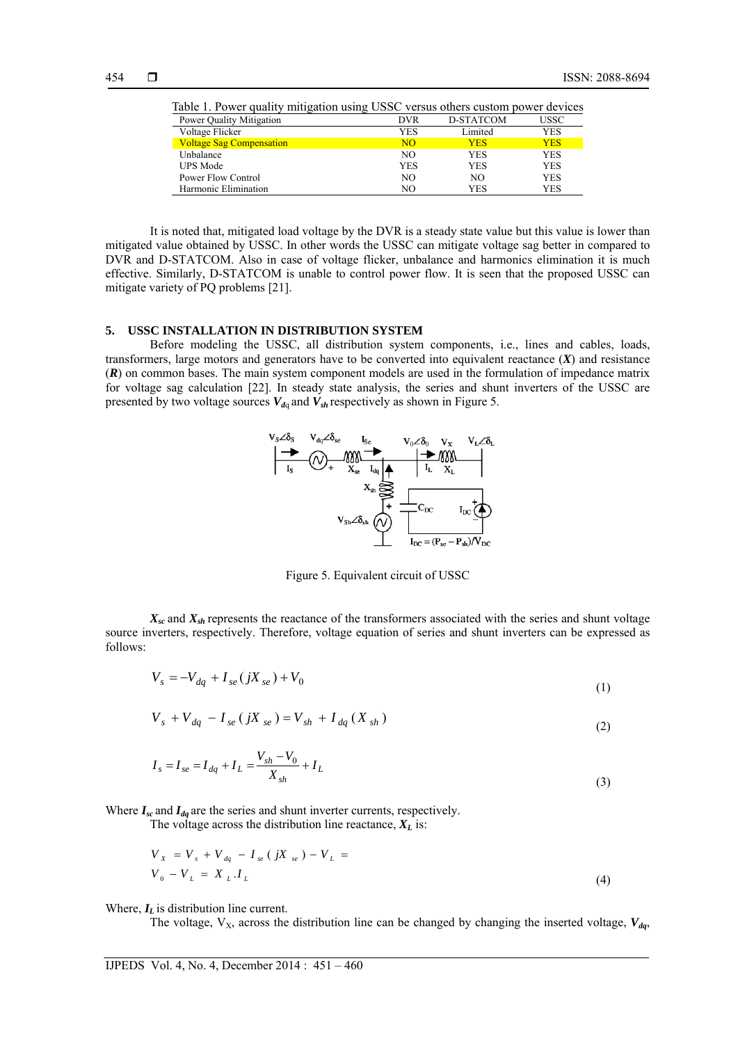Table 1. Power quality mitigation using USSC versus others custom power devices

| Power Quality Mitigation | DVR | D-STATCOM | USSC |
|---|---|---|---|
| Voltage Flicker | YES | Limited | YES |
| Voltage Sag Compensation | NO | YES | YES |
| Unbalance | NO | YES | YES |
| UPS Mode | YES | YES | YES |
| Power Flow Control | NO | NO | YES |
| Harmonic Elimination | NO | YES | YES |

It is noted that, mitigated load voltage by the DVR is a steady state value but this value is lower than mitigated value obtained by USSC. In other words the USSC can mitigate voltage sag better in compared to DVR and D-STATCOM. Also in case of voltage flicker, unbalance and harmonics elimination it is much effective. Similarly, D-STATCOM is unable to control power flow. It is seen that the proposed USSC can mitigate variety of PQ problems [21].

## 5. USSC INSTALLATION IN DISTRIBUTION SYSTEM

Before modeling the USSC, all distribution system components, i.e., lines and cables, loads, transformers, large motors and generators have to be converted into equivalent reactance (***X***) and resistance (***R***) on common bases. The main system component models are used in the formulation of impedance matrix for voltage sag calculation [22]. In steady state analysis, the series and shunt inverters of the USSC are presented by two voltage sources $V_{dq}$ and $V_{sh}$ respectively as shown in Figure 5.

Figure 5. Equivalent circuit of USSC

$X_{sc}$ and $X_{sh}$ represents the reactance of the transformers associated with the series and shunt voltage source inverters, respectively. Therefore, voltage equation of series and shunt inverters can be expressed as follows:

$$V_s = -V_{dq} + I_{se}(jX_{se}) + V_0 \tag{1}$$

$$V_s + V_{dq} - I_{se}(jX_{se}) = V_{sh} + I_{dq}(X_{sh}) \tag{2}$$

$$I_s = I_{se} = I_{dq} + I_L = \frac{V_{sh} - V_0}{X_{sh}} + I_L \tag{3}$$

Where $I_{sc}$ and $I_{dq}$ are the series and shunt inverter currents, respectively.

The voltage across the distribution line reactance, $X_L$ is:

$$\begin{aligned} V_X &= V_s + V_{dq} - I_{se}(jX_{se}) - V_L = \\ V_0 - V_L &= X_L . I_L \end{aligned} \tag{4}$$

Where, $I_L$ is distribution line current.

The voltage, $V_X$, across the distribution line can be changed by changing the inserted voltage, $V_{dq}$,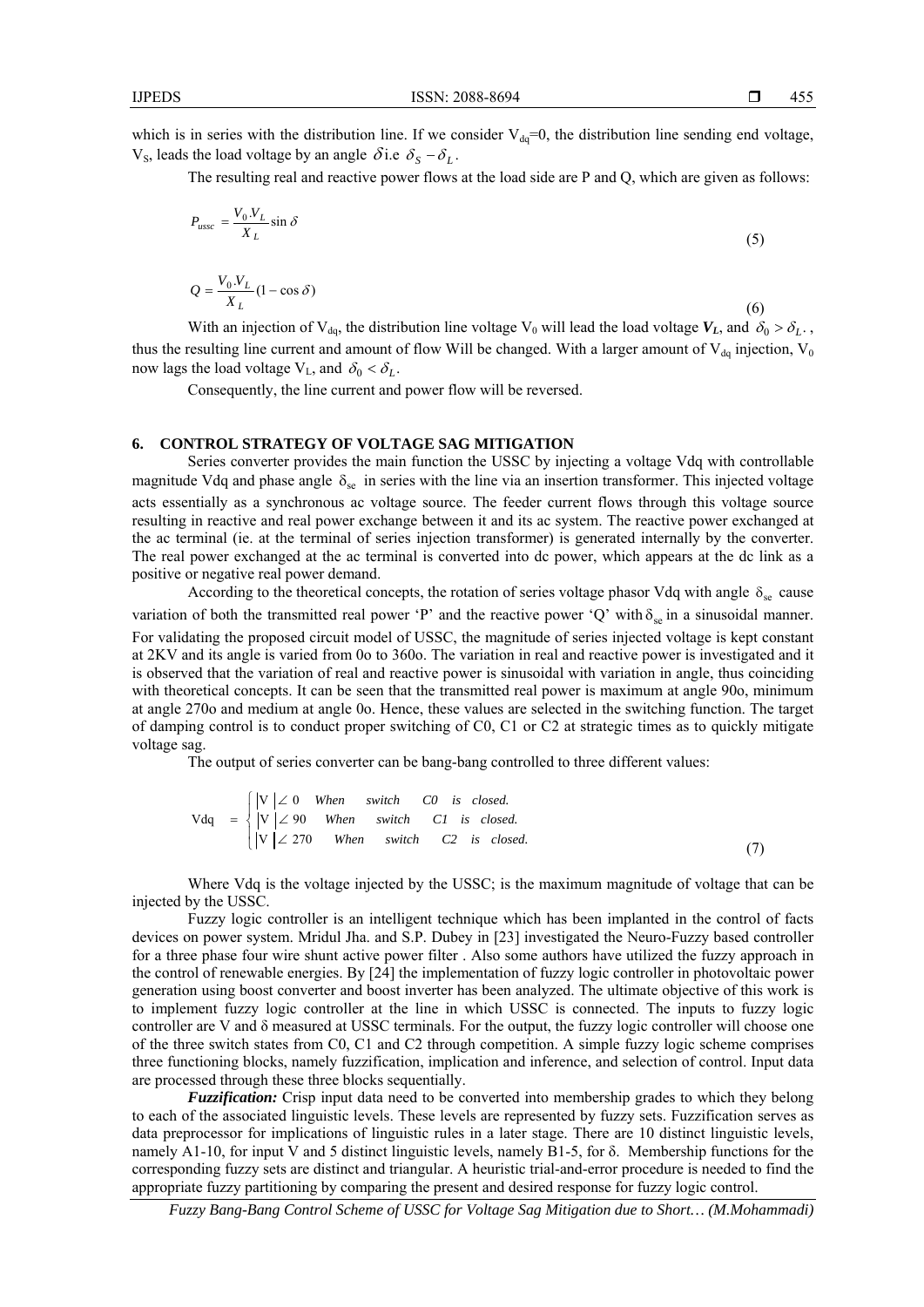which is in series with the distribution line. If we consider $V_{dq}$=0, the distribution line sending end voltage, $V_S$, leads the load voltage by an angle $\delta$ i.e $\delta_S - \delta_L$.

The resulting real and reactive power flows at the load side are P and Q, which are given as follows:

$$P_{ussc} = \frac{V_0.V_L}{X_L}\sin\delta \tag{5}$$

$$Q = \frac{V_0.V_L}{X_L}(1-\cos\delta) \tag{6}$$

With an injection of $V_{dq}$, the distribution line voltage $V_0$ will lead the load voltage $\boldsymbol{V_L}$, and $\delta_0 > \delta_L$, thus the resulting line current and amount of flow Will be changed. With a larger amount of $V_{dq}$ injection, $V_0$ now lags the load voltage $V_L$, and $\delta_0 < \delta_L$.

Consequently, the line current and power flow will be reversed.

## 6. CONTROL STRATEGY OF VOLTAGE SAG MITIGATION

Series converter provides the main function the USSC by injecting a voltage Vdq with controllable magnitude Vdq and phase angle $\delta_{se}$ in series with the line via an insertion transformer. This injected voltage acts essentially as a synchronous ac voltage source. The feeder current flows through this voltage source resulting in reactive and real power exchange between it and its ac system. The reactive power exchanged at the ac terminal (ie. at the terminal of series injection transformer) is generated internally by the converter. The real power exchanged at the ac terminal is converted into dc power, which appears at the dc link as a positive or negative real power demand.

According to the theoretical concepts, the rotation of series voltage phasor Vdq with angle $\delta_{se}$ cause variation of both the transmitted real power 'P' and the reactive power 'Q' with $\delta_{se}$ in a sinusoidal manner. For validating the proposed circuit model of USSC, the magnitude of series injected voltage is kept constant at 2KV and its angle is varied from 0o to 360o. The variation in real and reactive power is investigated and it is observed that the variation of real and reactive power is sinusoidal with variation in angle, thus coinciding with theoretical concepts. It can be seen that the transmitted real power is maximum at angle 90o, minimum at angle 270o and medium at angle 0o. Hence, these values are selected in the switching function. The target of damping control is to conduct proper switching of C0, C1 or C2 at strategic times as to quickly mitigate voltage sag.

The output of series converter can be bang-bang controlled to three different values:

$$\text{Vdq} = \begin{cases} |V|\angle 0 & \textit{When switch C0 is closed.} \\ |V|\angle 90 & \textit{When switch C1 is closed.} \\ |V|\angle 270 & \textit{When switch C2 is closed.} \end{cases} \tag{7}$$

Where Vdq is the voltage injected by the USSC; is the maximum magnitude of voltage that can be injected by the USSC.

Fuzzy logic controller is an intelligent technique which has been implanted in the control of facts devices on power system. Mridul Jha. and S.P. Dubey in [23] investigated the Neuro-Fuzzy based controller for a three phase four wire shunt active power filter . Also some authors have utilized the fuzzy approach in the control of renewable energies. By [24] the implementation of fuzzy logic controller in photovoltaic power generation using boost converter and boost inverter has been analyzed. The ultimate objective of this work is to implement fuzzy logic controller at the line in which USSC is connected. The inputs to fuzzy logic controller are V and δ measured at USSC terminals. For the output, the fuzzy logic controller will choose one of the three switch states from C0, C1 and C2 through competition. A simple fuzzy logic scheme comprises three functioning blocks, namely fuzzification, implication and inference, and selection of control. Input data are processed through these three blocks sequentially.

***Fuzzification:*** Crisp input data need to be converted into membership grades to which they belong to each of the associated linguistic levels. These levels are represented by fuzzy sets. Fuzzification serves as data preprocessor for implications of linguistic rules in a later stage. There are 10 distinct linguistic levels, namely A1-10, for input V and 5 distinct linguistic levels, namely B1-5, for δ. Membership functions for the corresponding fuzzy sets are distinct and triangular. A heuristic trial-and-error procedure is needed to find the appropriate fuzzy partitioning by comparing the present and desired response for fuzzy logic control.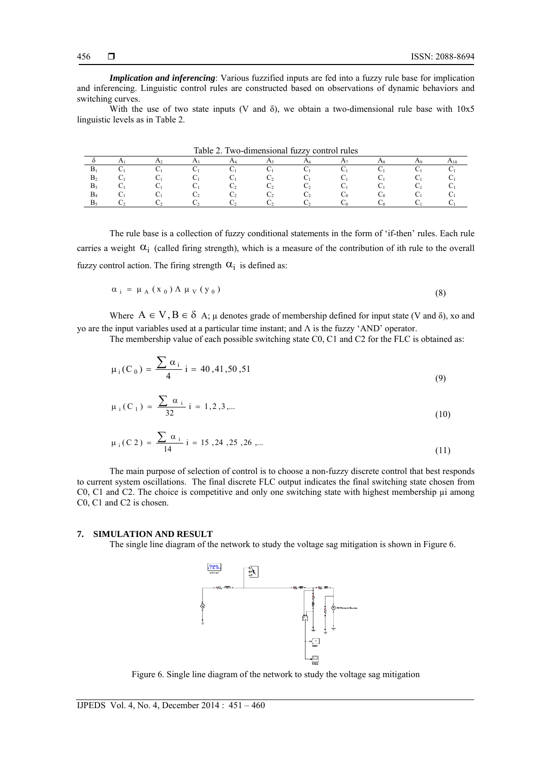*Implication and inferencing*: Various fuzzified inputs are fed into a fuzzy rule base for implication and inferencing. Linguistic control rules are constructed based on observations of dynamic behaviors and switching curves.

With the use of two state inputs (V and δ), we obtain a two-dimensional rule base with 10x5 linguistic levels as in Table 2.

Table 2. Two-dimensional fuzzy control rules

| δ | $A_1$ | $A_2$ | $A_3$ | $A_4$ | $A_5$ | $A_6$ | $A_7$ | $A_8$ | $A_9$ | $A_{10}$ |
|---|---|---|---|---|---|---|---|---|---|---|
| $B_1$ | $C_1$ | $C_1$ | $C_1$ | $C_1$ | $C_1$ | $C_1$ | $C_1$ | $C_1$ | $C_1$ | $C_1$ |
| $B_2$ | $C_1$ | $C_1$ | $C_1$ | $C_1$ | $C_2$ | $C_1$ | $C_1$ | $C_1$ | $C_1$ | $C_1$ |
| $B_3$ | $C_1$ | $C_1$ | $C_1$ | $C_2$ | $C_2$ | $C_2$ | $C_1$ | $C_1$ | $C_1$ | $C_1$ |
| $B_4$ | $C_1$ | $C_1$ | $C_2$ | $C_2$ | $C_2$ | $C_2$ | $C_0$ | $C_0$ | $C_1$ | $C_1$ |
| $B_5$ | $C_2$ | $C_2$ | $C_2$ | $C_2$ | $C_2$ | $C_2$ | $C_0$ | $C_0$ | $C_1$ | $C_1$ |

The rule base is a collection of fuzzy conditional statements in the form of 'if-then' rules. Each rule carries a weight $\alpha_i$ (called firing strength), which is a measure of the contribution of ith rule to the overall fuzzy control action. The firing strength $\alpha_i$ is defined as:

$$\alpha_i = \mu_A(x_0) \Lambda \mu_V(y_0) \tag{8}$$

Where $A \in V, B \in \delta$ A; μ denotes grade of membership defined for input state (V and δ), xo and yo are the input variables used at a particular time instant; and Λ is the fuzzy 'AND' operator.

The membership value of each possible switching state C0, C1 and C2 for the FLC is obtained as:

$$\mu_i(C_0) = \frac{\sum \alpha_i}{4} \; i = 40, 41, 50, 51 \tag{9}$$

$$\mu_i(C_1) = \frac{\sum \alpha_i}{32} \; i = 1, 2, 3, ... \tag{10}$$

$$\mu_i(C2) = \frac{\sum \alpha_i}{14} \; i = 15, 24, 25, 26, ... \tag{11}$$

The main purpose of selection of control is to choose a non-fuzzy discrete control that best responds to current system oscillations. The final discrete FLC output indicates the final switching state chosen from C0, C1 and C2. The choice is competitive and only one switching state with highest membership μi among C0, C1 and C2 is chosen.

## 7. SIMULATION AND RESULT

The single line diagram of the network to study the voltage sag mitigation is shown in Figure 6.

Figure 6. Single line diagram of the network to study the voltage sag mitigation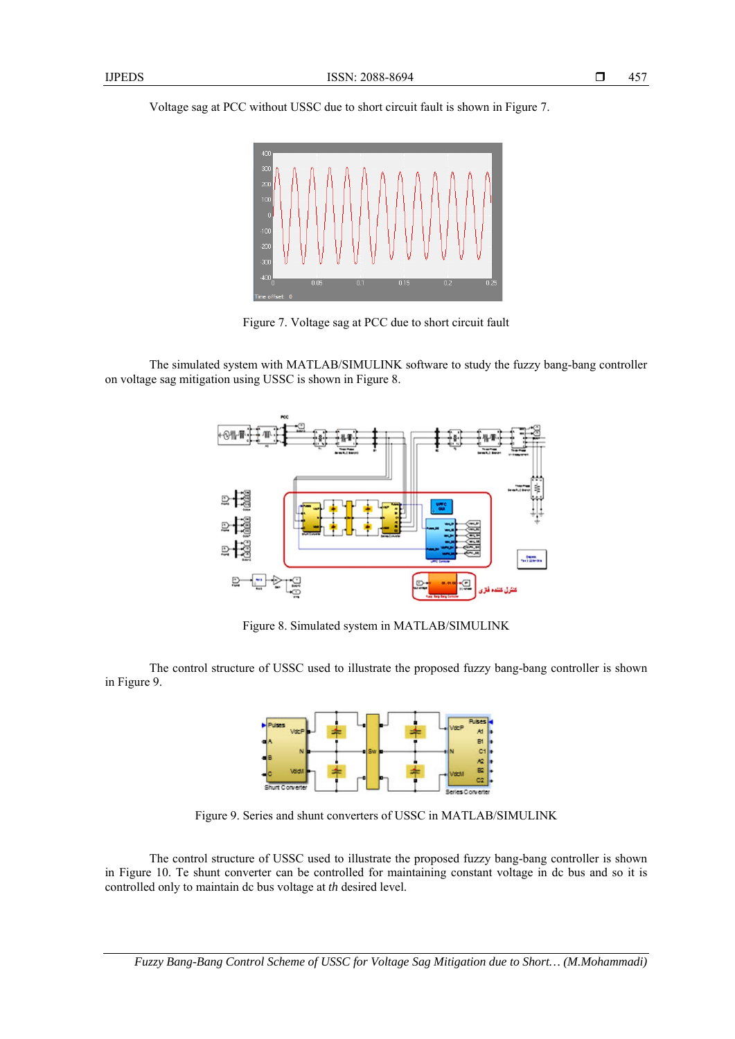Voltage sag at PCC without USSC due to short circuit fault is shown in Figure 7.

Figure 7. Voltage sag at PCC due to short circuit fault

The simulated system with MATLAB/SIMULINK software to study the fuzzy bang-bang controller on voltage sag mitigation using USSC is shown in Figure 8.

Figure 8. Simulated system in MATLAB/SIMULINK

The control structure of USSC used to illustrate the proposed fuzzy bang-bang controller is shown in Figure 9.

Figure 9. Series and shunt converters of USSC in MATLAB/SIMULINK

The control structure of USSC used to illustrate the proposed fuzzy bang-bang controller is shown in Figure 10. Te shunt converter can be controlled for maintaining constant voltage in dc bus and so it is controlled only to maintain dc bus voltage at *th* desired level.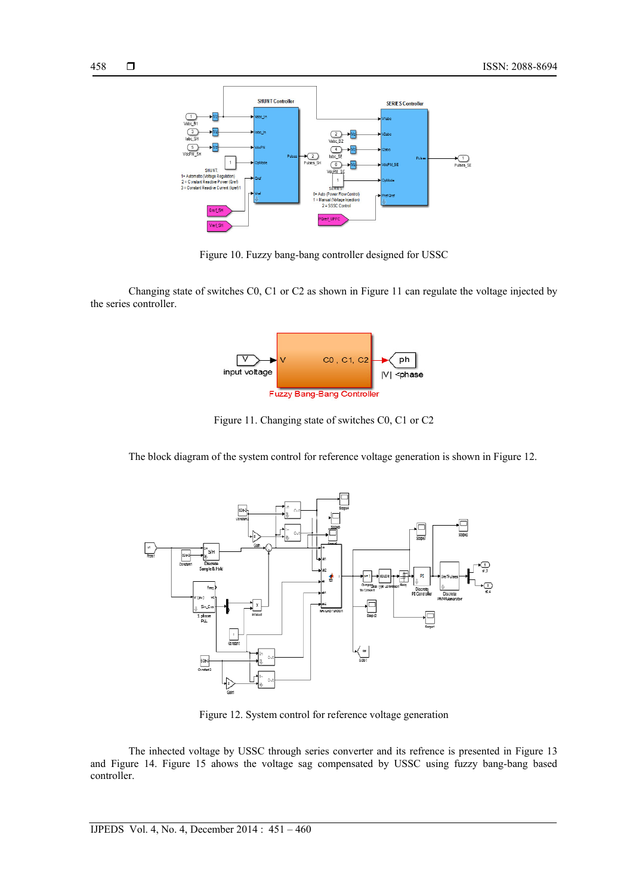Figure 10. Fuzzy bang-bang controller designed for USSC

Changing state of switches C0, C1 or C2 as shown in Figure 11 can regulate the voltage injected by the series controller.

Figure 11. Changing state of switches C0, C1 or C2

The block diagram of the system control for reference voltage generation is shown in Figure 12.

Figure 12. System control for reference voltage generation

The inhected voltage by USSC through series converter and its refrence is presented in Figure 13 and Figure 14. Figure 15 ahows the voltage sag compensated by USSC using fuzzy bang-bang based controller.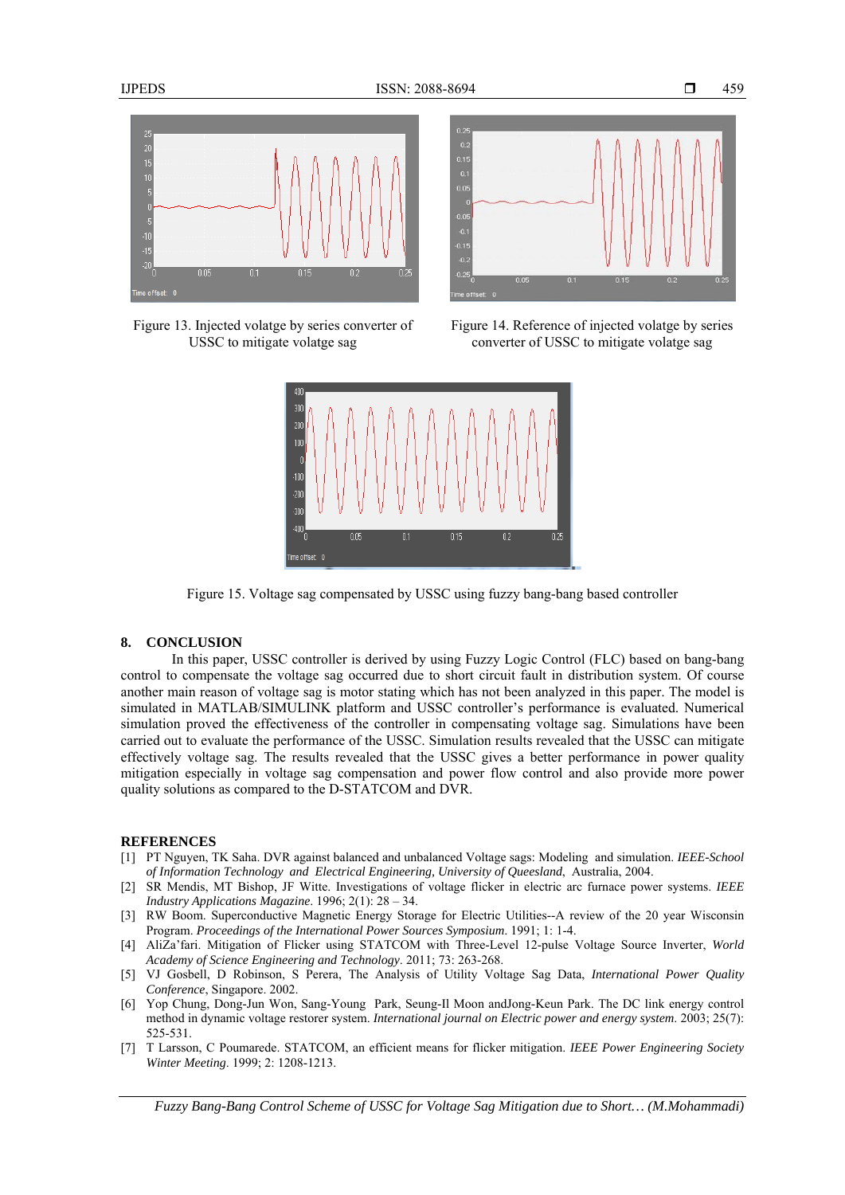Figure 13. Injected volatge by series converter of USSC to mitigate volatge sag

Figure 14. Reference of injected volatge by series converter of USSC to mitigate volatge sag

Figure 15. Voltage sag compensated by USSC using fuzzy bang-bang based controller

## 8. CONCLUSION

In this paper, USSC controller is derived by using Fuzzy Logic Control (FLC) based on bang-bang control to compensate the voltage sag occurred due to short circuit fault in distribution system. Of course another main reason of voltage sag is motor stating which has not been analyzed in this paper. The model is simulated in MATLAB/SIMULINK platform and USSC controller's performance is evaluated. Numerical simulation proved the effectiveness of the controller in compensating voltage sag. Simulations have been carried out to evaluate the performance of the USSC. Simulation results revealed that the USSC can mitigate effectively voltage sag. The results revealed that the USSC gives a better performance in power quality mitigation especially in voltage sag compensation and power flow control and also provide more power quality solutions as compared to the D-STATCOM and DVR.

## REFERENCES

[1] PT Nguyen, TK Saha. DVR against balanced and unbalanced Voltage sags: Modeling and simulation. *IEEE-School of Information Technology and Electrical Engineering, University of Queesland*, Australia, 2004.

[2] SR Mendis, MT Bishop, JF Witte. Investigations of voltage flicker in electric arc furnace power systems. *IEEE Industry Applications Magazine*. 1996; 2(1): 28 – 34.

[3] RW Boom. Superconductive Magnetic Energy Storage for Electric Utilities--A review of the 20 year Wisconsin Program. *Proceedings of the International Power Sources Symposium*. 1991; 1: 1-4.

[4] AliZa'fari. Mitigation of Flicker using STATCOM with Three-Level 12-pulse Voltage Source Inverter, *World Academy of Science Engineering and Technology*. 2011; 73: 263-268.

[5] VJ Gosbell, D Robinson, S Perera, The Analysis of Utility Voltage Sag Data, *International Power Quality Conference*, Singapore. 2002.

[6] Yop Chung, Dong-Jun Won, Sang-Young Park, Seung-Il Moon andJong-Keun Park. The DC link energy control method in dynamic voltage restorer system. *International journal on Electric power and energy system*. 2003; 25(7): 525-531.

[7] T Larsson, C Poumarede. STATCOM, an efficient means for flicker mitigation. *IEEE Power Engineering Society Winter Meeting*. 1999; 2: 1208-1213.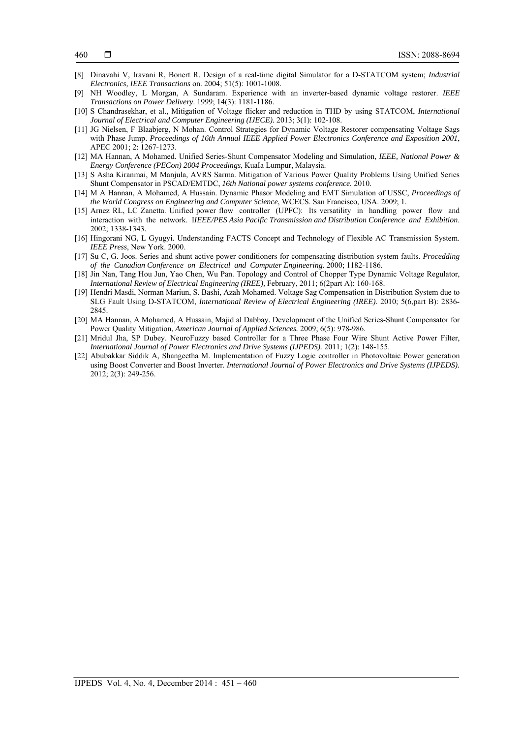[8] Dinavahi V, Iravani R, Bonert R. Design of a real-time digital Simulator for a D-STATCOM system; *Industrial Electronics, IEEE Transactions* on. 2004; 51(5): 1001-1008.

[9] NH Woodley, L Morgan, A Sundaram. Experience with an inverter-based dynamic voltage restorer. *IEEE Transactions on Power Delivery*. 1999; 14(3): 1181-1186.

[10] S Chandrasekhar, et al., Mitigation of Voltage flicker and reduction in THD by using STATCOM, *International Journal of Electrical and Computer Engineering (IJECE).* 2013; 3(1): 102-108.

[11] JG Nielsen, F Blaabjerg, N Mohan. Control Strategies for Dynamic Voltage Restorer compensating Voltage Sags with Phase Jump. *Proceedings of 16th Annual IEEE Applied Power Electronics Conference and Exposition 2001*, APEC 2001; 2: 1267-1273.

[12] MA Hannan, A Mohamed. Unified Series-Shunt Compensator Modeling and Simulation, *IEEE, National Power & Energy Conference (PECon) 2004 Proceedings*, Kuala Lumpur, Malaysia.

[13] S Asha Kiranmai, M Manjula, AVRS Sarma. Mitigation of Various Power Quality Problems Using Unified Series Shunt Compensator in PSCAD/EMTDC, *16th National power systems conference*. 2010.

[14] M A Hannan, A Mohamed, A Hussain. Dynamic Phasor Modeling and EMT Simulation of USSC, *Proceedings of the World Congress on Engineering and Computer Science*, WCECS. San Francisco, USA. 2009; 1.

[15] Arnez RL, LC Zanetta. Unified power flow controller (UPFC): Its versatility in handling power flow and interaction with the network. I*IEEE/PES Asia Pacific Transmission and Distribution Conference and Exhibition*. 2002; 1338-1343.

[16] Hingorani NG, L Gyugyi. Understanding FACTS Concept and Technology of Flexible AC Transmission System. *IEEE Press*, New York. 2000.

[17] Su C, G. Joos. Series and shunt active power conditioners for compensating distribution system faults. *Procedding of the Canadian Conference on Electrical and Computer Engineering.* 2000; 1182-1186.

[18] Jin Nan, Tang Hou Jun, Yao Chen, Wu Pan. Topology and Control of Chopper Type Dynamic Voltage Regulator, *International Review of Electrical Engineering (IREE),* February, 2011; 6(2part A): 160-168.

[19] Hendri Masdi, Norman Mariun, S. Bashi, Azah Mohamed. Voltage Sag Compensation in Distribution System due to SLG Fault Using D-STATCOM, *International Review of Electrical Engineering (IREE)*. 2010; 5(6,part B): 2836-2845.

[20] MA Hannan, A Mohamed, A Hussain, Majid al Dabbay. Development of the Unified Series-Shunt Compensator for Power Quality Mitigation, *American Journal of Applied Sciences.* 2009; 6(5): 978-986.

[21] Mridul Jha, SP Dubey. NeuroFuzzy based Controller for a Three Phase Four Wire Shunt Active Power Filter, *International Journal of Power Electronics and Drive Systems (IJPEDS).* 2011; 1(2): 148-155.

[22] Abubakkar Siddik A, Shangeetha M. Implementation of Fuzzy Logic controller in Photovoltaic Power generation using Boost Converter and Boost Inverter. *International Journal of Power Electronics and Drive Systems (IJPEDS).* 2012; 2(3): 249-256.